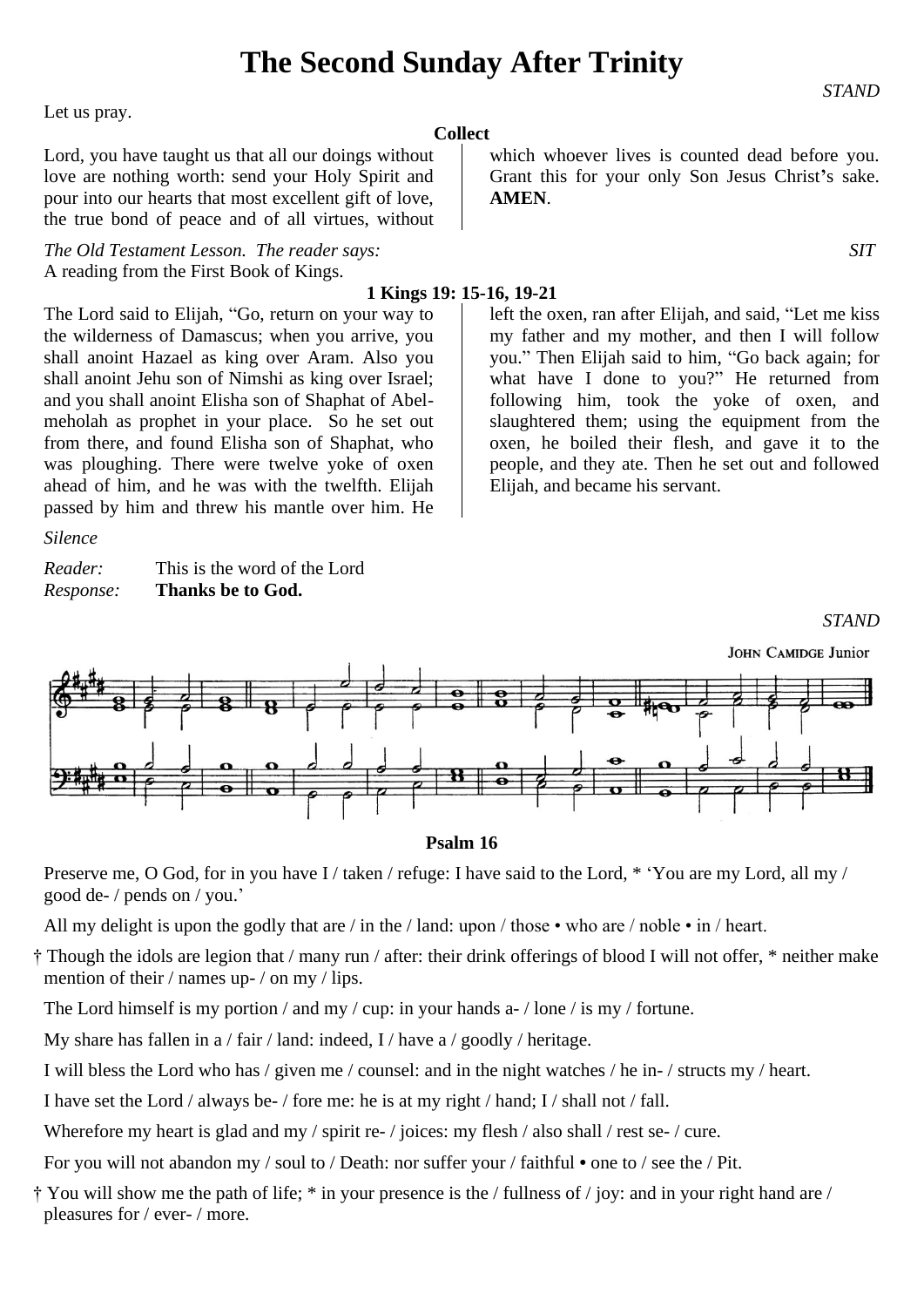# The Second Sunday After Trinity

*STAND*

Let us pray.

**Collect**

Lord, you have taught us that all our doings without love are nothing worth: send your Holy Spirit and pour into our hearts that most excellent gift of love, the true bond of peace and of all virtues, without which whoever lives is counted dead before you. Grant this for your only Son Jesus Christ's sake. **AMEN**.

*The Old Testament Lesson. The reader says:* *SIT*

A reading from the First Book of Kings.

**1 Kings 19: 15-16, 19-21**

The Lord said to Elijah, "Go, return on your way to the wilderness of Damascus; when you arrive, you shall anoint Hazael as king over Aram. Also you shall anoint Jehu son of Nimshi as king over Israel; and you shall anoint Elisha son of Shaphat of Abel-meholah as prophet in your place. So he set out from there, and found Elisha son of Shaphat, who was ploughing. There were twelve yoke of oxen ahead of him, and he was with the twelfth. Elijah passed by him and threw his mantle over him. He left the oxen, ran after Elijah, and said, "Let me kiss my father and my mother, and then I will follow you." Then Elijah said to him, "Go back again; for what have I done to you?" He returned from following him, took the yoke of oxen, and slaughtered them; using the equipment from the oxen, he boiled their flesh, and gave it to the people, and they ate. Then he set out and followed Elijah, and became his servant.

*Silence*

*Reader:* This is the word of the Lord
*Response:* **Thanks be to God.**

*STAND*

JOHN CAMIDGE Junior

**Psalm 16**

Preserve me, O God, for in you have I / taken / refuge: I have said to the Lord, * 'You are my Lord, all my / good de- / pends on / you.'

All my delight is upon the godly that are / in the / land: upon / those • who are / noble • in / heart.

† Though the idols are legion that / many run / after: their drink offerings of blood I will not offer, * neither make mention of their / names up- / on my / lips.

The Lord himself is my portion / and my / cup: in your hands a- / lone / is my / fortune.

My share has fallen in a / fair / land: indeed, I / have a / goodly / heritage.

I will bless the Lord who has / given me / counsel: and in the night watches / he in- / structs my / heart.

I have set the Lord / always be- / fore me: he is at my right / hand; I / shall not / fall.

Wherefore my heart is glad and my / spirit re- / joices: my flesh / also shall / rest se- / cure.

For you will not abandon my / soul to / Death: nor suffer your / faithful • one to / see the / Pit.

† You will show me the path of life; * in your presence is the / fullness of / joy: and in your right hand are / pleasures for / ever- / more.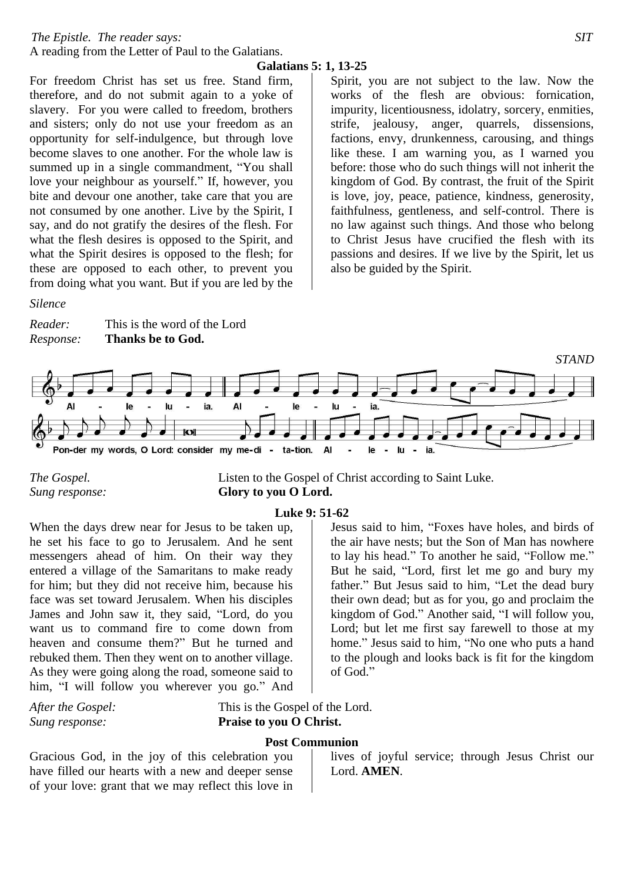*The Epistle. The reader says:* *SIT*

A reading from the Letter of Paul to the Galatians.

**Galatians 5: 1, 13-25**

For freedom Christ has set us free. Stand firm, therefore, and do not submit again to a yoke of slavery. For you were called to freedom, brothers and sisters; only do not use your freedom as an opportunity for self-indulgence, but through love become slaves to one another. For the whole law is summed up in a single commandment, "You shall love your neighbour as yourself." If, however, you bite and devour one another, take care that you are not consumed by one another. Live by the Spirit, I say, and do not gratify the desires of the flesh. For what the flesh desires is opposed to the Spirit, and what the Spirit desires is opposed to the flesh; for these are opposed to each other, to prevent you from doing what you want. But if you are led by the Spirit, you are not subject to the law. Now the works of the flesh are obvious: fornication, impurity, licentiousness, idolatry, sorcery, enmities, strife, jealousy, anger, quarrels, dissensions, factions, envy, drunkenness, carousing, and things like these. I am warning you, as I warned you before: those who do such things will not inherit the kingdom of God. By contrast, the fruit of the Spirit is love, joy, peace, patience, kindness, generosity, faithfulness, gentleness, and self-control. There is no law against such things. And those who belong to Christ Jesus have crucified the flesh with its passions and desires. If we live by the Spirit, let us also be guided by the Spirit.

*Silence*

*Reader:* This is the word of the Lord
*Response:* **Thanks be to God.**

*STAND*

Al - le - lu - ia. Al - le - lu - ia.

Pon-der my words, O Lord: consider my me-di - ta-tion. Al - le - lu - ia.

*The Gospel.* Listen to the Gospel of Christ according to Saint Luke.
*Sung response:* **Glory to you O Lord.**

**Luke 9: 51-62**

When the days drew near for Jesus to be taken up, he set his face to go to Jerusalem. And he sent messengers ahead of him. On their way they entered a village of the Samaritans to make ready for him; but they did not receive him, because his face was set toward Jerusalem. When his disciples James and John saw it, they said, "Lord, do you want us to command fire to come down from heaven and consume them?" But he turned and rebuked them. Then they went on to another village. As they were going along the road, someone said to him, "I will follow you wherever you go." And Jesus said to him, "Foxes have holes, and birds of the air have nests; but the Son of Man has nowhere to lay his head." To another he said, "Follow me." But he said, "Lord, first let me go and bury my father." But Jesus said to him, "Let the dead bury their own dead; but as for you, go and proclaim the kingdom of God." Another said, "I will follow you, Lord; but let me first say farewell to those at my home." Jesus said to him, "No one who puts a hand to the plough and looks back is fit for the kingdom of God."

*After the Gospel:* This is the Gospel of the Lord.
*Sung response:* **Praise to you O Christ.**

**Post Communion**

Gracious God, in the joy of this celebration you have filled our hearts with a new and deeper sense of your love: grant that we may reflect this love in lives of joyful service; through Jesus Christ our Lord. **AMEN**.